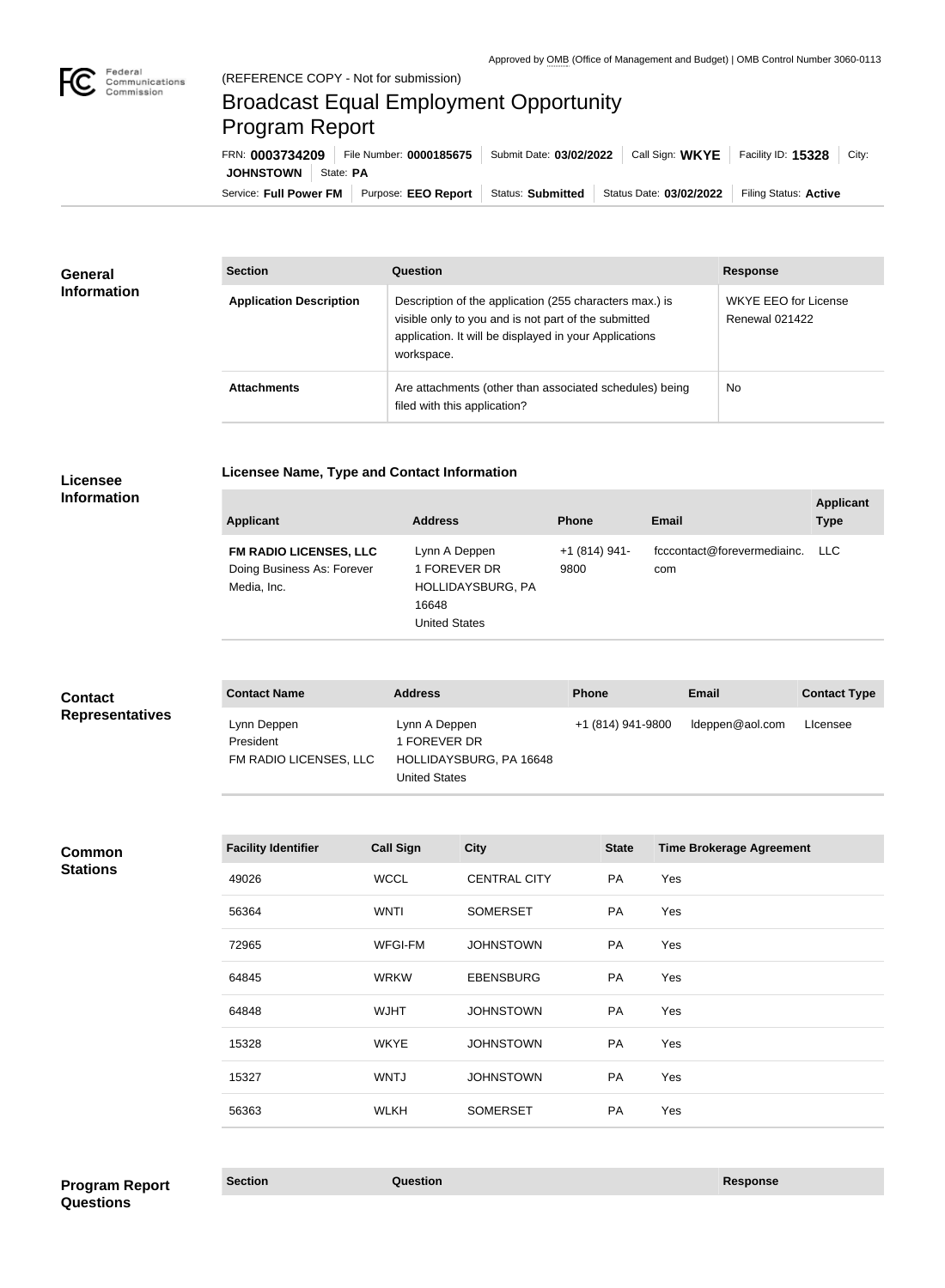Approved by OMB (Office of Management and Budget) | OMB Control Number 3060-0113

(REFERENCE COPY - Not for submission)

# Broadcast Equal Employment Opportunity Program Report

FRN: **0003734209** | File Number: **0000185675** | Submit Date: **03/02/2022** | Call Sign: **WKYE** | Facility ID: **15328** | City: **JOHNSTOWN** | State: **PA**

Service: **Full Power FM** | Purpose: **EEO Report** | Status: **Submitted** | Status Date: **03/02/2022** | Filing Status: **Active**

## General Information

| Section | Question | Response |
|---|---|---|
| **Application Description** | Description of the application (255 characters max.) is visible only to you and is not part of the submitted application. It will be displayed in your Applications workspace. | WKYE EEO for License Renewal 021422 |
| **Attachments** | Are attachments (other than associated schedules) being filed with this application? | No |

## Licensee Information

### Licensee Name, Type and Contact Information

| Applicant | Address | Phone | Email | Applicant Type |
|---|---|---|---|---|
| **FM RADIO LICENSES, LLC** Doing Business As: Forever Media, Inc. | Lynn A Deppen 1 FOREVER DR HOLLIDAYSBURG, PA 16648 United States | +1 (814) 941-9800 | fcccontact@forevermediainc.com | LLC |

## Contact Representatives

| Contact Name | Address | Phone | Email | Contact Type |
|---|---|---|---|---|
| Lynn Deppen President FM RADIO LICENSES, LLC | Lynn A Deppen 1 FOREVER DR HOLLIDAYSBURG, PA 16648 United States | +1 (814) 941-9800 | ldeppen@aol.com | LIcensee |

## Common Stations

| Facility Identifier | Call Sign | City | State | Time Brokerage Agreement |
|---|---|---|---|---|
| 49026 | WCCL | CENTRAL CITY | PA | Yes |
| 56364 | WNTI | SOMERSET | PA | Yes |
| 72965 | WFGI-FM | JOHNSTOWN | PA | Yes |
| 64845 | WRKW | EBENSBURG | PA | Yes |
| 64848 | WJHT | JOHNSTOWN | PA | Yes |
| 15328 | WKYE | JOHNSTOWN | PA | Yes |
| 15327 | WNTJ | JOHNSTOWN | PA | Yes |
| 56363 | WLKH | SOMERSET | PA | Yes |

## Program Report Questions

| Section | Question | Response |
|---|---|---|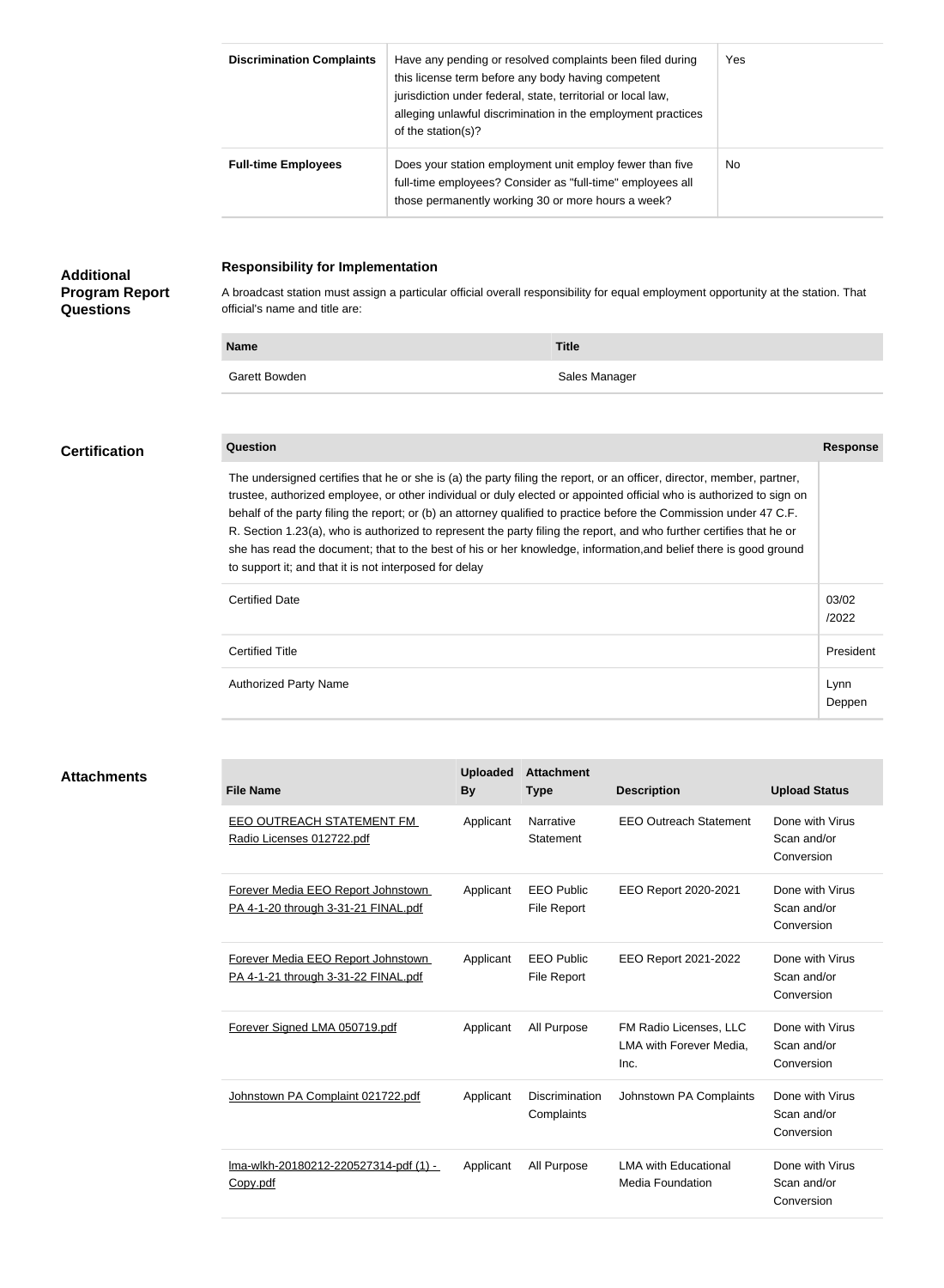| | | |
|---|---|---|
| **Discrimination Complaints** | Have any pending or resolved complaints been filed during this license term before any body having competent jurisdiction under federal, state, territorial or local law, alleging unlawful discrimination in the employment practices of the station(s)? | Yes |
| **Full-time Employees** | Does your station employment unit employ fewer than five full-time employees? Consider as "full-time" employees all those permanently working 30 or more hours a week? | No |

## Additional Program Report Questions

### Responsibility for Implementation

A broadcast station must assign a particular official overall responsibility for equal employment opportunity at the station. That official's name and title are:

| Name | Title |
|---|---|
| Garett Bowden | Sales Manager |

## Certification

| Question | Response |
|---|---|
| The undersigned certifies that he or she is (a) the party filing the report, or an officer, director, member, partner, trustee, authorized employee, or other individual or duly elected or appointed official who is authorized to sign on behalf of the party filing the report; or (b) an attorney qualified to practice before the Commission under 47 C.F. R. Section 1.23(a), who is authorized to represent the party filing the report, and who further certifies that he or she has read the document; that to the best of his or her knowledge, information,and belief there is good ground to support it; and that it is not interposed for delay | |
| Certified Date | 03/02/2022 |
| Certified Title | President |
| Authorized Party Name | Lynn Deppen |

## Attachments

| File Name | Uploaded By | Attachment Type | Description | Upload Status |
|---|---|---|---|---|
| EEO OUTREACH STATEMENT FM Radio Licenses 012722.pdf | Applicant | Narrative Statement | EEO Outreach Statement | Done with Virus Scan and/or Conversion |
| Forever Media EEO Report Johnstown PA 4-1-20 through 3-31-21 FINAL.pdf | Applicant | EEO Public File Report | EEO Report 2020-2021 | Done with Virus Scan and/or Conversion |
| Forever Media EEO Report Johnstown PA 4-1-21 through 3-31-22 FINAL.pdf | Applicant | EEO Public File Report | EEO Report 2021-2022 | Done with Virus Scan and/or Conversion |
| Forever Signed LMA 050719.pdf | Applicant | All Purpose | FM Radio Licenses, LLC LMA with Forever Media, Inc. | Done with Virus Scan and/or Conversion |
| Johnstown PA Complaint 021722.pdf | Applicant | Discrimination Complaints | Johnstown PA Complaints | Done with Virus Scan and/or Conversion |
| lma-wlkh-20180212-220527314-pdf (1) - Copy.pdf | Applicant | All Purpose | LMA with Educational Media Foundation | Done with Virus Scan and/or Conversion |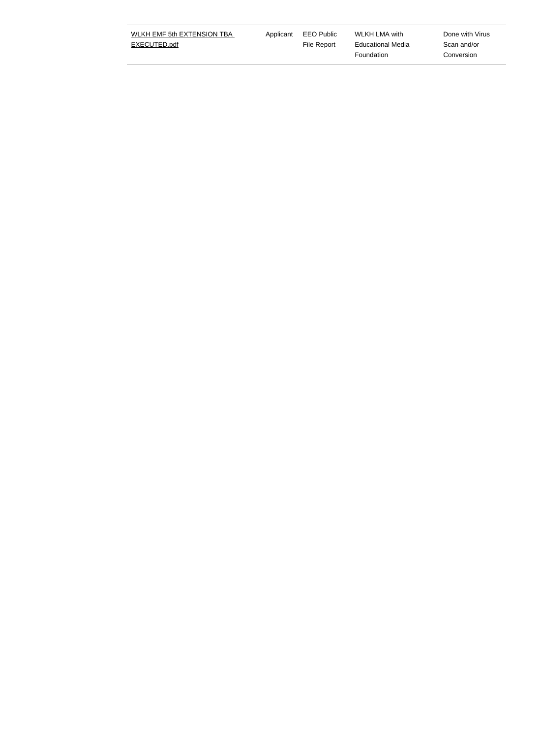| | | | | |
|---|---|---|---|---|
| WLKH EMF 5th EXTENSION TBA EXECUTED.pdf | Applicant | EEO Public File Report | WLKH LMA with Educational Media Foundation | Done with Virus Scan and/or Conversion |